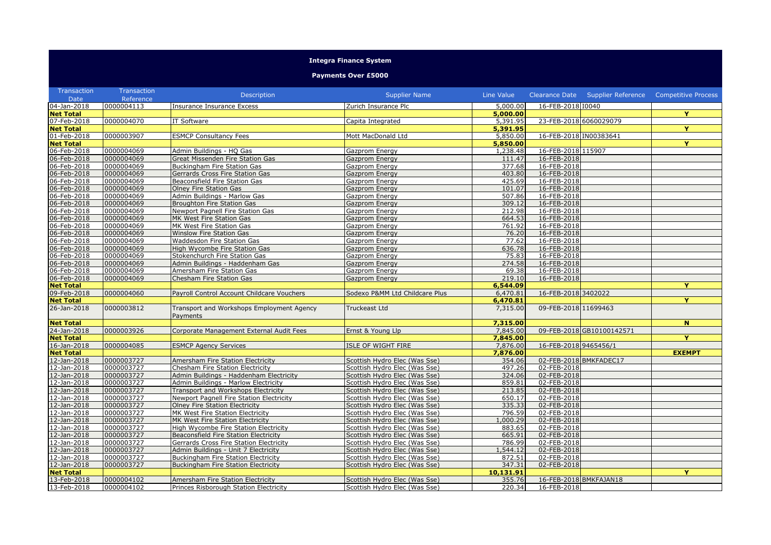# Integra Finance System

## Payments Over £5000

| Transaction Date | Transaction Reference | Description | Supplier Name | Line Value | Clearance Date | Supplier Reference | Competitive Process |
|---|---|---|---|---|---|---|---|
| 04-Jan-2018 | 0000004113 | Insurance Insurance Excess | Zurich Insurance Plc | 5,000.00 | 16-FEB-2018 | I0040 | |
| **Net Total** | | | | **5,000.00** | | | **Y** |
| 07-Feb-2018 | 0000004070 | IT Software | Capita Integrated | 5,391.95 | 23-FEB-2018 | 6060029079 | |
| **Net Total** | | | | **5,391.95** | | | **Y** |
| 01-Feb-2018 | 0000003907 | ESMCP Consultancy Fees | Mott MacDonald Ltd | 5,850.00 | 16-FEB-2018 | IN00383641 | |
| **Net Total** | | | | **5,850.00** | | | **Y** |
| 06-Feb-2018 | 0000004069 | Admin Buildings - HQ Gas | Gazprom Energy | 1,238.48 | 16-FEB-2018 | 115907 | |
| 06-Feb-2018 | 0000004069 | Great Missenden Fire Station Gas | Gazprom Energy | 111.47 | 16-FEB-2018 | | |
| 06-Feb-2018 | 0000004069 | Buckingham Fire Station Gas | Gazprom Energy | 377.68 | 16-FEB-2018 | | |
| 06-Feb-2018 | 0000004069 | Gerrards Cross Fire Station Gas | Gazprom Energy | 403.80 | 16-FEB-2018 | | |
| 06-Feb-2018 | 0000004069 | Beaconsfield Fire Station Gas | Gazprom Energy | 425.69 | 16-FEB-2018 | | |
| 06-Feb-2018 | 0000004069 | Olney Fire Station Gas | Gazprom Energy | 101.07 | 16-FEB-2018 | | |
| 06-Feb-2018 | 0000004069 | Admin Buildings - Marlow Gas | Gazprom Energy | 507.86 | 16-FEB-2018 | | |
| 06-Feb-2018 | 0000004069 | Broughton Fire Station Gas | Gazprom Energy | 309.12 | 16-FEB-2018 | | |
| 06-Feb-2018 | 0000004069 | Newport Pagnell Fire Station Gas | Gazprom Energy | 212.98 | 16-FEB-2018 | | |
| 06-Feb-2018 | 0000004069 | MK West Fire Station Gas | Gazprom Energy | 664.53 | 16-FEB-2018 | | |
| 06-Feb-2018 | 0000004069 | MK West Fire Station Gas | Gazprom Energy | 761.92 | 16-FEB-2018 | | |
| 06-Feb-2018 | 0000004069 | Winslow Fire Station Gas | Gazprom Energy | 76.20 | 16-FEB-2018 | | |
| 06-Feb-2018 | 0000004069 | Waddesdon Fire Station Gas | Gazprom Energy | 77.62 | 16-FEB-2018 | | |
| 06-Feb-2018 | 0000004069 | High Wycombe Fire Station Gas | Gazprom Energy | 636.78 | 16-FEB-2018 | | |
| 06-Feb-2018 | 0000004069 | Stokenchurch Fire Station Gas | Gazprom Energy | 75.83 | 16-FEB-2018 | | |
| 06-Feb-2018 | 0000004069 | Admin Buildings - Haddenham Gas | Gazprom Energy | 274.58 | 16-FEB-2018 | | |
| 06-Feb-2018 | 0000004069 | Amersham Fire Station Gas | Gazprom Energy | 69.38 | 16-FEB-2018 | | |
| 06-Feb-2018 | 0000004069 | Chesham Fire Station Gas | Gazprom Energy | 219.10 | 16-FEB-2018 | | |
| **Net Total** | | | | **6,544.09** | | | **Y** |
| 09-Feb-2018 | 0000004060 | Payroll Control Account Childcare Vouchers | Sodexo P&MM Ltd Childcare Plus | 6,470.81 | 16-FEB-2018 | 3402022 | |
| **Net Total** | | | | **6,470.81** | | | **Y** |
| 26-Jan-2018 | 0000003812 | Transport and Workshops Employment Agency Payments | Truckeast Ltd | 7,315.00 | 09-FEB-2018 | 11699463 | |
| **Net Total** | | | | **7,315.00** | | | **N** |
| 24-Jan-2018 | 0000003926 | Corporate Management External Audit Fees | Ernst & Young Llp | 7,845.00 | 09-FEB-2018 | GB10100142571 | |
| **Net Total** | | | | **7,845.00** | | | **Y** |
| 16-Jan-2018 | 0000004085 | ESMCP Agency Services | ISLE OF WIGHT FIRE | 7,876.00 | 16-FEB-2018 | 9465456/1 | |
| **Net Total** | | | | **7,876.00** | | | **EXEMPT** |
| 12-Jan-2018 | 0000003727 | Amersham Fire Station Electricity | Scottish Hydro Elec (Was Sse) | 354.06 | 02-FEB-2018 | BMKFADEC17 | |
| 12-Jan-2018 | 0000003727 | Chesham Fire Station Electricity | Scottish Hydro Elec (Was Sse) | 497.26 | 02-FEB-2018 | | |
| 12-Jan-2018 | 0000003727 | Admin Buildings - Haddenham Electricity | Scottish Hydro Elec (Was Sse) | 324.06 | 02-FEB-2018 | | |
| 12-Jan-2018 | 0000003727 | Admin Buildings - Marlow Electricity | Scottish Hydro Elec (Was Sse) | 859.81 | 02-FEB-2018 | | |
| 12-Jan-2018 | 0000003727 | Transport and Workshops Electricity | Scottish Hydro Elec (Was Sse) | 213.85 | 02-FEB-2018 | | |
| 12-Jan-2018 | 0000003727 | Newport Pagnell Fire Station Electricity | Scottish Hydro Elec (Was Sse) | 650.17 | 02-FEB-2018 | | |
| 12-Jan-2018 | 0000003727 | Olney Fire Station Electricity | Scottish Hydro Elec (Was Sse) | 335.33 | 02-FEB-2018 | | |
| 12-Jan-2018 | 0000003727 | MK West Fire Station Electricity | Scottish Hydro Elec (Was Sse) | 796.59 | 02-FEB-2018 | | |
| 12-Jan-2018 | 0000003727 | MK West Fire Station Electricity | Scottish Hydro Elec (Was Sse) | 1,000.29 | 02-FEB-2018 | | |
| 12-Jan-2018 | 0000003727 | High Wycombe Fire Station Electricity | Scottish Hydro Elec (Was Sse) | 883.65 | 02-FEB-2018 | | |
| 12-Jan-2018 | 0000003727 | Beaconsfield Fire Station Electricity | Scottish Hydro Elec (Was Sse) | 665.91 | 02-FEB-2018 | | |
| 12-Jan-2018 | 0000003727 | Gerrards Cross Fire Station Electricity | Scottish Hydro Elec (Was Sse) | 786.99 | 02-FEB-2018 | | |
| 12-Jan-2018 | 0000003727 | Admin Buildings - Unit 7 Electricity | Scottish Hydro Elec (Was Sse) | 1,544.12 | 02-FEB-2018 | | |
| 12-Jan-2018 | 0000003727 | Buckingham Fire Station Electricity | Scottish Hydro Elec (Was Sse) | 872.51 | 02-FEB-2018 | | |
| 12-Jan-2018 | 0000003727 | Buckingham Fire Station Electricity | Scottish Hydro Elec (Was Sse) | 347.31 | 02-FEB-2018 | | |
| **Net Total** | | | | **10,131.91** | | | **Y** |
| 13-Feb-2018 | 0000004102 | Amersham Fire Station Electricity | Scottish Hydro Elec (Was Sse) | 355.76 | 16-FEB-2018 | BMKFAJAN18 | |
| 13-Feb-2018 | 0000004102 | Princes Risborough Station Electricity | Scottish Hydro Elec (Was Sse) | 220.34 | 16-FEB-2018 | | |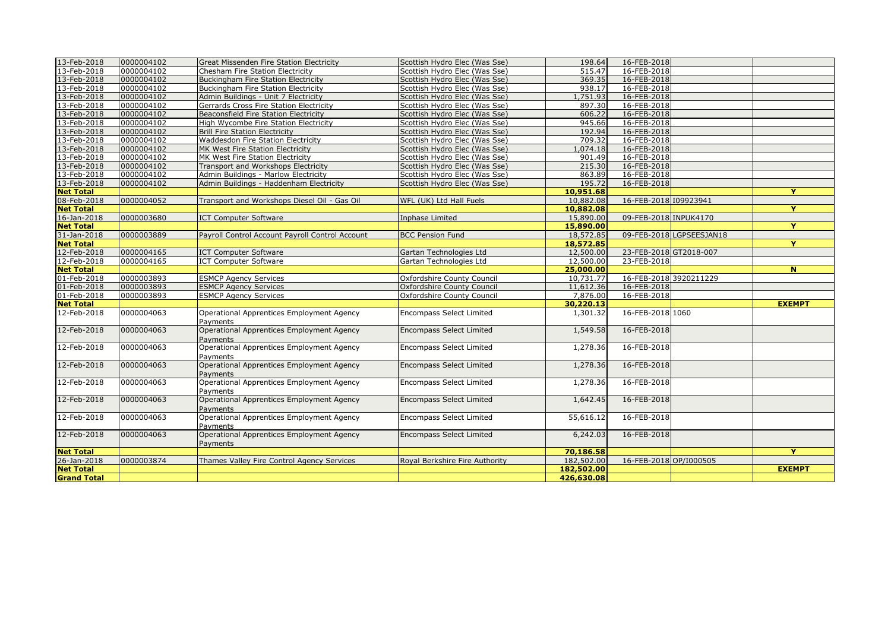| | | | | | | | |
|---|---|---|---|---|---|---|---|
| 13-Feb-2018 | 0000004102 | Great Missenden Fire Station Electricity | Scottish Hydro Elec (Was Sse) | 198.64 | 16-FEB-2018 | | |
| 13-Feb-2018 | 0000004102 | Chesham Fire Station Electricity | Scottish Hydro Elec (Was Sse) | 515.47 | 16-FEB-2018 | | |
| 13-Feb-2018 | 0000004102 | Buckingham Fire Station Electricity | Scottish Hydro Elec (Was Sse) | 369.35 | 16-FEB-2018 | | |
| 13-Feb-2018 | 0000004102 | Buckingham Fire Station Electricity | Scottish Hydro Elec (Was Sse) | 938.17 | 16-FEB-2018 | | |
| 13-Feb-2018 | 0000004102 | Admin Buildings - Unit 7 Electricity | Scottish Hydro Elec (Was Sse) | 1,751.93 | 16-FEB-2018 | | |
| 13-Feb-2018 | 0000004102 | Gerrards Cross Fire Station Electricity | Scottish Hydro Elec (Was Sse) | 897.30 | 16-FEB-2018 | | |
| 13-Feb-2018 | 0000004102 | Beaconsfield Fire Station Electricity | Scottish Hydro Elec (Was Sse) | 606.22 | 16-FEB-2018 | | |
| 13-Feb-2018 | 0000004102 | High Wycombe Fire Station Electricity | Scottish Hydro Elec (Was Sse) | 945.66 | 16-FEB-2018 | | |
| 13-Feb-2018 | 0000004102 | Brill Fire Station Electricity | Scottish Hydro Elec (Was Sse) | 192.94 | 16-FEB-2018 | | |
| 13-Feb-2018 | 0000004102 | Waddesdon Fire Station Electricity | Scottish Hydro Elec (Was Sse) | 709.32 | 16-FEB-2018 | | |
| 13-Feb-2018 | 0000004102 | MK West Fire Station Electricity | Scottish Hydro Elec (Was Sse) | 1,074.18 | 16-FEB-2018 | | |
| 13-Feb-2018 | 0000004102 | MK West Fire Station Electricity | Scottish Hydro Elec (Was Sse) | 901.49 | 16-FEB-2018 | | |
| 13-Feb-2018 | 0000004102 | Transport and Workshops Electricity | Scottish Hydro Elec (Was Sse) | 215.30 | 16-FEB-2018 | | |
| 13-Feb-2018 | 0000004102 | Admin Buildings - Marlow Electricity | Scottish Hydro Elec (Was Sse) | 863.89 | 16-FEB-2018 | | |
| 13-Feb-2018 | 0000004102 | Admin Buildings - Haddenham Electricity | Scottish Hydro Elec (Was Sse) | 195.72 | 16-FEB-2018 | | |
| **Net Total** | | | | **10,951.68** | | | **Y** |
| 08-Feb-2018 | 0000004052 | Transport and Workshops Diesel Oil - Gas Oil | WFL (UK) Ltd Hall Fuels | 10,882.08 | 16-FEB-2018 | I09923941 | |
| **Net Total** | | | | **10,882.08** | | | **Y** |
| 16-Jan-2018 | 0000003680 | ICT Computer Software | Inphase Limited | 15,890.00 | 09-FEB-2018 | INPUK4170 | |
| **Net Total** | | | | **15,890.00** | | | **Y** |
| 31-Jan-2018 | 0000003889 | Payroll Control Account Payroll Control Account | BCC Pension Fund | 18,572.85 | 09-FEB-2018 | LGPSEESJAN18 | |
| **Net Total** | | | | **18,572.85** | | | **Y** |
| 12-Feb-2018 | 0000004165 | ICT Computer Software | Gartan Technologies Ltd | 12,500.00 | 23-FEB-2018 | GT2018-007 | |
| 12-Feb-2018 | 0000004165 | ICT Computer Software | Gartan Technologies Ltd | 12,500.00 | 23-FEB-2018 | | |
| **Net Total** | | | | **25,000.00** | | | **N** |
| 01-Feb-2018 | 0000003893 | ESMCP Agency Services | Oxfordshire County Council | 10,731.77 | 16-FEB-2018 | 3920211229 | |
| 01-Feb-2018 | 0000003893 | ESMCP Agency Services | Oxfordshire County Council | 11,612.36 | 16-FEB-2018 | | |
| 01-Feb-2018 | 0000003893 | ESMCP Agency Services | Oxfordshire County Council | 7,876.00 | 16-FEB-2018 | | |
| **Net Total** | | | | **30,220.13** | | | **EXEMPT** |
| 12-Feb-2018 | 0000004063 | Operational Apprentices Employment Agency Payments | Encompass Select Limited | 1,301.32 | 16-FEB-2018 | 1060 | |
| 12-Feb-2018 | 0000004063 | Operational Apprentices Employment Agency Payments | Encompass Select Limited | 1,549.58 | 16-FEB-2018 | | |
| 12-Feb-2018 | 0000004063 | Operational Apprentices Employment Agency Payments | Encompass Select Limited | 1,278.36 | 16-FEB-2018 | | |
| 12-Feb-2018 | 0000004063 | Operational Apprentices Employment Agency Payments | Encompass Select Limited | 1,278.36 | 16-FEB-2018 | | |
| 12-Feb-2018 | 0000004063 | Operational Apprentices Employment Agency Payments | Encompass Select Limited | 1,278.36 | 16-FEB-2018 | | |
| 12-Feb-2018 | 0000004063 | Operational Apprentices Employment Agency Payments | Encompass Select Limited | 1,642.45 | 16-FEB-2018 | | |
| 12-Feb-2018 | 0000004063 | Operational Apprentices Employment Agency Payments | Encompass Select Limited | 55,616.12 | 16-FEB-2018 | | |
| 12-Feb-2018 | 0000004063 | Operational Apprentices Employment Agency Payments | Encompass Select Limited | 6,242.03 | 16-FEB-2018 | | |
| **Net Total** | | | | **70,186.58** | | | **Y** |
| 26-Jan-2018 | 0000003874 | Thames Valley Fire Control Agency Services | Royal Berkshire Fire Authority | 182,502.00 | 16-FEB-2018 | OP/I000505 | |
| **Net Total** | | | | **182,502.00** | | | **EXEMPT** |
| **Grand Total** | | | | **426,630.08** | | | |